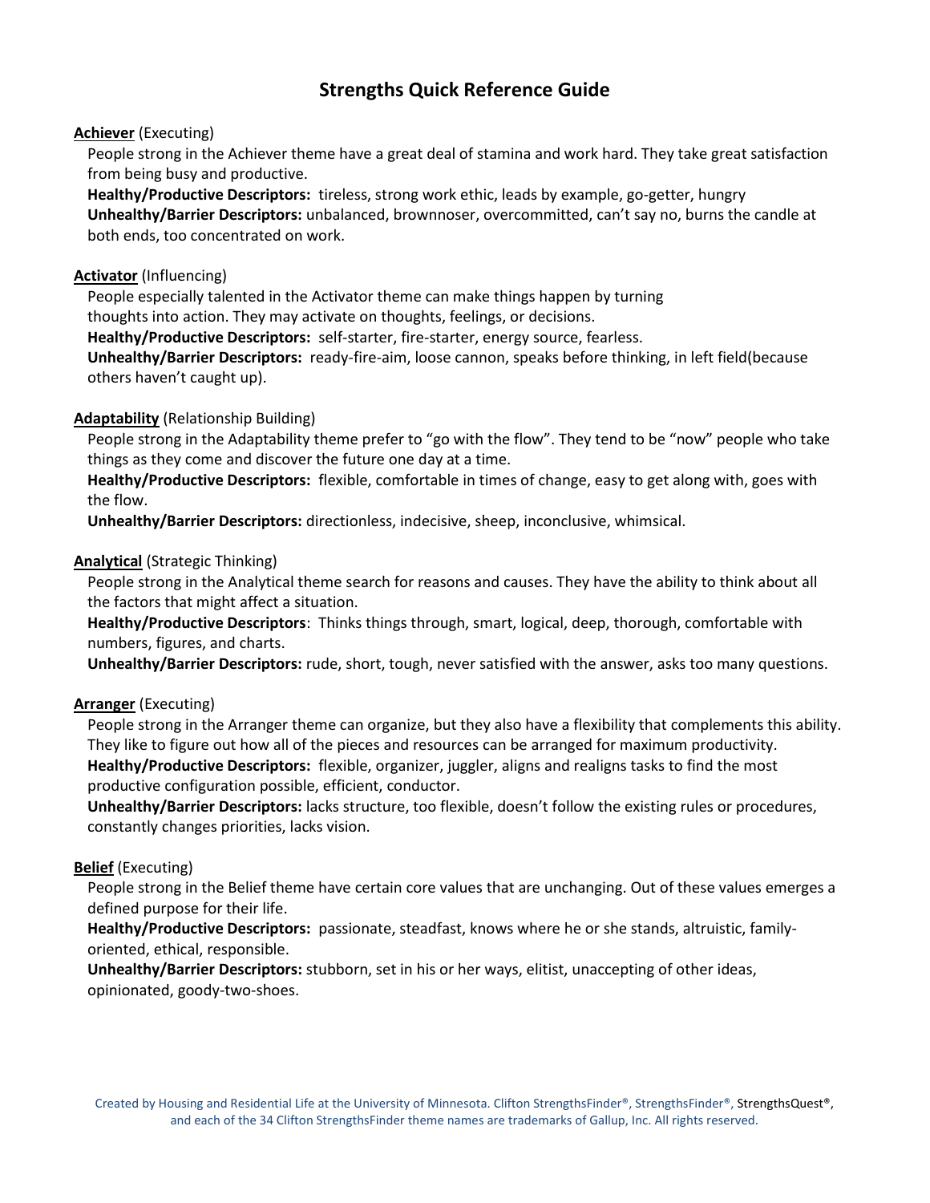# Strengths Quick Reference Guide

**Achiever** (Executing)

People strong in the Achiever theme have a great deal of stamina and work hard. They take great satisfaction from being busy and productive.

**Healthy/Productive Descriptors:** tireless, strong work ethic, leads by example, go-getter, hungry

**Unhealthy/Barrier Descriptors:** unbalanced, brownnoser, overcommitted, can't say no, burns the candle at both ends, too concentrated on work.

**Activator** (Influencing)

People especially talented in the Activator theme can make things happen by turning thoughts into action. They may activate on thoughts, feelings, or decisions.

**Healthy/Productive Descriptors:** self-starter, fire-starter, energy source, fearless.

**Unhealthy/Barrier Descriptors:** ready-fire-aim, loose cannon, speaks before thinking, in left field(because others haven't caught up).

**Adaptability** (Relationship Building)

People strong in the Adaptability theme prefer to "go with the flow". They tend to be "now" people who take things as they come and discover the future one day at a time.

**Healthy/Productive Descriptors:** flexible, comfortable in times of change, easy to get along with, goes with the flow.

**Unhealthy/Barrier Descriptors:** directionless, indecisive, sheep, inconclusive, whimsical.

**Analytical** (Strategic Thinking)

People strong in the Analytical theme search for reasons and causes. They have the ability to think about all the factors that might affect a situation.

**Healthy/Productive Descriptors**: Thinks things through, smart, logical, deep, thorough, comfortable with numbers, figures, and charts.

**Unhealthy/Barrier Descriptors:** rude, short, tough, never satisfied with the answer, asks too many questions.

**Arranger** (Executing)

People strong in the Arranger theme can organize, but they also have a flexibility that complements this ability. They like to figure out how all of the pieces and resources can be arranged for maximum productivity.

**Healthy/Productive Descriptors:** flexible, organizer, juggler, aligns and realigns tasks to find the most productive configuration possible, efficient, conductor.

**Unhealthy/Barrier Descriptors:** lacks structure, too flexible, doesn't follow the existing rules or procedures, constantly changes priorities, lacks vision.

**Belief** (Executing)

People strong in the Belief theme have certain core values that are unchanging. Out of these values emerges a defined purpose for their life.

**Healthy/Productive Descriptors:** passionate, steadfast, knows where he or she stands, altruistic, family-oriented, ethical, responsible.

**Unhealthy/Barrier Descriptors:** stubborn, set in his or her ways, elitist, unaccepting of other ideas, opinionated, goody-two-shoes.

Created by Housing and Residential Life at the University of Minnesota. Clifton StrengthsFinder®, StrengthsFinder®, StrengthsQuest®, and each of the 34 Clifton StrengthsFinder theme names are trademarks of Gallup, Inc. All rights reserved.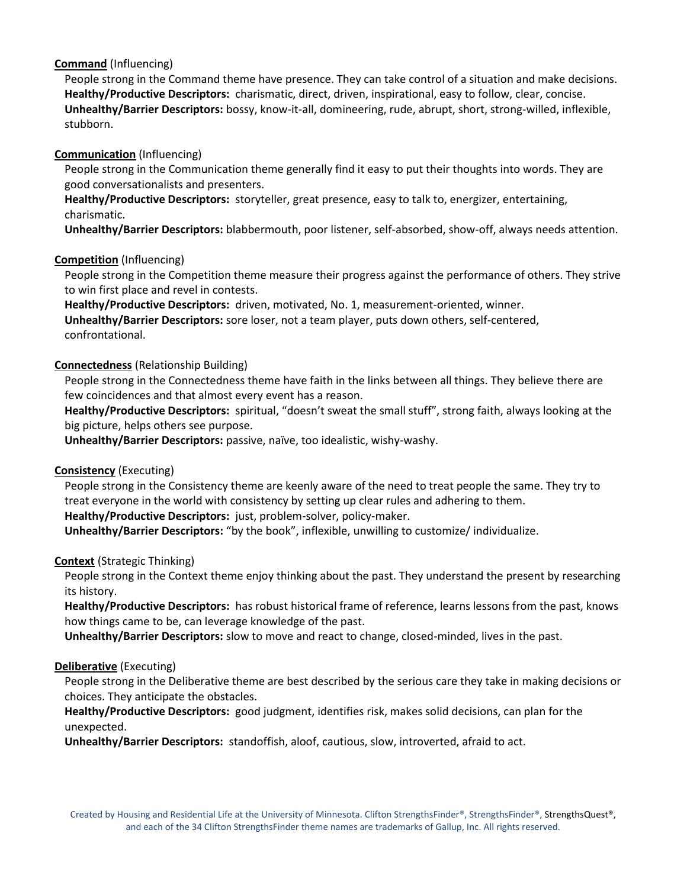**Command** (Influencing)

People strong in the Command theme have presence. They can take control of a situation and make decisions.
**Healthy/Productive Descriptors:** charismatic, direct, driven, inspirational, easy to follow, clear, concise.
**Unhealthy/Barrier Descriptors:** bossy, know-it-all, domineering, rude, abrupt, short, strong-willed, inflexible, stubborn.

**Communication** (Influencing)

People strong in the Communication theme generally find it easy to put their thoughts into words. They are good conversationalists and presenters.
**Healthy/Productive Descriptors:** storyteller, great presence, easy to talk to, energizer, entertaining, charismatic.
**Unhealthy/Barrier Descriptors:** blabbermouth, poor listener, self-absorbed, show-off, always needs attention.

**Competition** (Influencing)

People strong in the Competition theme measure their progress against the performance of others. They strive to win first place and revel in contests.
**Healthy/Productive Descriptors:** driven, motivated, No. 1, measurement-oriented, winner.
**Unhealthy/Barrier Descriptors:** sore loser, not a team player, puts down others, self-centered, confrontational.

**Connectedness** (Relationship Building)

People strong in the Connectedness theme have faith in the links between all things. They believe there are few coincidences and that almost every event has a reason.
**Healthy/Productive Descriptors:** spiritual, "doesn't sweat the small stuff", strong faith, always looking at the big picture, helps others see purpose.
**Unhealthy/Barrier Descriptors:** passive, naïve, too idealistic, wishy-washy.

**Consistency** (Executing)

People strong in the Consistency theme are keenly aware of the need to treat people the same. They try to treat everyone in the world with consistency by setting up clear rules and adhering to them.
**Healthy/Productive Descriptors:** just, problem-solver, policy-maker.
**Unhealthy/Barrier Descriptors:** "by the book", inflexible, unwilling to customize/ individualize.

**Context** (Strategic Thinking)

People strong in the Context theme enjoy thinking about the past. They understand the present by researching its history.
**Healthy/Productive Descriptors:** has robust historical frame of reference, learns lessons from the past, knows how things came to be, can leverage knowledge of the past.
**Unhealthy/Barrier Descriptors:** slow to move and react to change, closed-minded, lives in the past.

**Deliberative** (Executing)

People strong in the Deliberative theme are best described by the serious care they take in making decisions or choices. They anticipate the obstacles.
**Healthy/Productive Descriptors:** good judgment, identifies risk, makes solid decisions, can plan for the unexpected.
**Unhealthy/Barrier Descriptors:** standoffish, aloof, cautious, slow, introverted, afraid to act.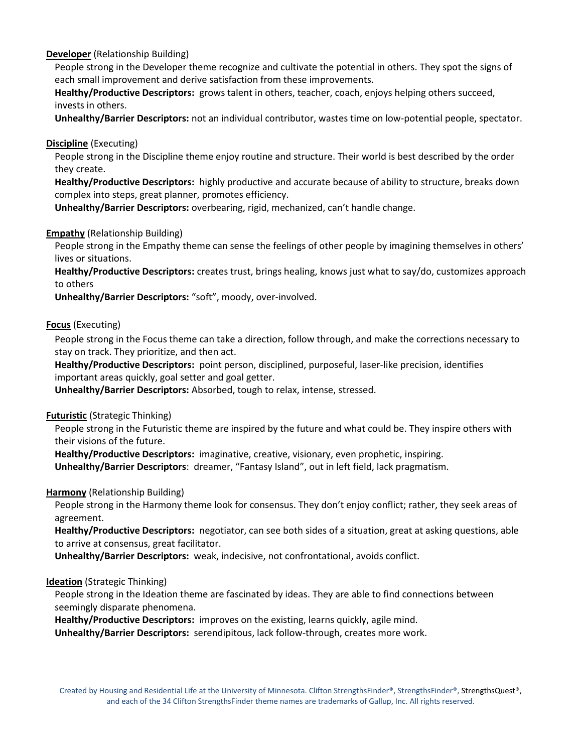**<u>Developer</u>** (Relationship Building)

People strong in the Developer theme recognize and cultivate the potential in others. They spot the signs of each small improvement and derive satisfaction from these improvements.

**Healthy/Productive Descriptors:** grows talent in others, teacher, coach, enjoys helping others succeed, invests in others.

**Unhealthy/Barrier Descriptors:** not an individual contributor, wastes time on low-potential people, spectator.

**<u>Discipline</u>** (Executing)

People strong in the Discipline theme enjoy routine and structure. Their world is best described by the order they create.

**Healthy/Productive Descriptors:** highly productive and accurate because of ability to structure, breaks down complex into steps, great planner, promotes efficiency.

**Unhealthy/Barrier Descriptors:** overbearing, rigid, mechanized, can't handle change.

**<u>Empathy</u>** (Relationship Building)

People strong in the Empathy theme can sense the feelings of other people by imagining themselves in others' lives or situations.

**Healthy/Productive Descriptors:** creates trust, brings healing, knows just what to say/do, customizes approach to others

**Unhealthy/Barrier Descriptors:** "soft", moody, over-involved.

**<u>Focus</u>** (Executing)

People strong in the Focus theme can take a direction, follow through, and make the corrections necessary to stay on track. They prioritize, and then act.

**Healthy/Productive Descriptors:** point person, disciplined, purposeful, laser-like precision, identifies important areas quickly, goal setter and goal getter.

**Unhealthy/Barrier Descriptors:** Absorbed, tough to relax, intense, stressed.

**<u>Futuristic</u>** (Strategic Thinking)

People strong in the Futuristic theme are inspired by the future and what could be. They inspire others with their visions of the future.

**Healthy/Productive Descriptors:** imaginative, creative, visionary, even prophetic, inspiring.

**Unhealthy/Barrier Descriptors**: dreamer, "Fantasy Island", out in left field, lack pragmatism.

**<u>Harmony</u>** (Relationship Building)

People strong in the Harmony theme look for consensus. They don't enjoy conflict; rather, they seek areas of agreement.

**Healthy/Productive Descriptors:** negotiator, can see both sides of a situation, great at asking questions, able to arrive at consensus, great facilitator.

**Unhealthy/Barrier Descriptors:** weak, indecisive, not confrontational, avoids conflict.

**<u>Ideation</u>** (Strategic Thinking)

People strong in the Ideation theme are fascinated by ideas. They are able to find connections between seemingly disparate phenomena.

**Healthy/Productive Descriptors:** improves on the existing, learns quickly, agile mind.

**Unhealthy/Barrier Descriptors:** serendipitous, lack follow-through, creates more work.

Created by Housing and Residential Life at the University of Minnesota. Clifton StrengthsFinder®, StrengthsFinder®, StrengthsQuest®, and each of the 34 Clifton StrengthsFinder theme names are trademarks of Gallup, Inc. All rights reserved.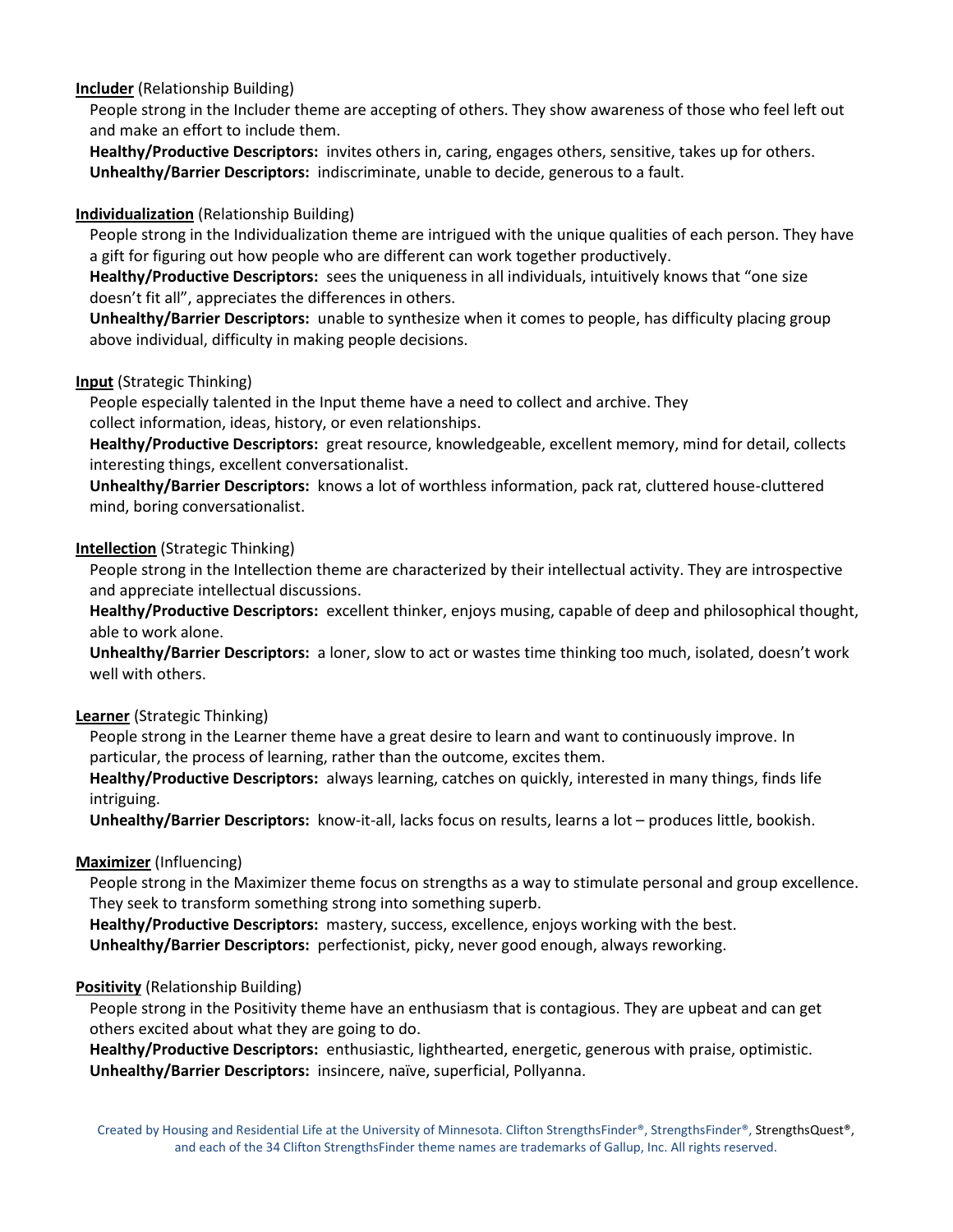**Includer** (Relationship Building)

People strong in the Includer theme are accepting of others. They show awareness of those who feel left out and make an effort to include them.

**Healthy/Productive Descriptors:** invites others in, caring, engages others, sensitive, takes up for others.

**Unhealthy/Barrier Descriptors:** indiscriminate, unable to decide, generous to a fault.

**Individualization** (Relationship Building)

People strong in the Individualization theme are intrigued with the unique qualities of each person. They have a gift for figuring out how people who are different can work together productively.

**Healthy/Productive Descriptors:** sees the uniqueness in all individuals, intuitively knows that "one size doesn't fit all", appreciates the differences in others.

**Unhealthy/Barrier Descriptors:** unable to synthesize when it comes to people, has difficulty placing group above individual, difficulty in making people decisions.

**Input** (Strategic Thinking)

People especially talented in the Input theme have a need to collect and archive. They collect information, ideas, history, or even relationships.

**Healthy/Productive Descriptors:** great resource, knowledgeable, excellent memory, mind for detail, collects interesting things, excellent conversationalist.

**Unhealthy/Barrier Descriptors:** knows a lot of worthless information, pack rat, cluttered house-cluttered mind, boring conversationalist.

**Intellection** (Strategic Thinking)

People strong in the Intellection theme are characterized by their intellectual activity. They are introspective and appreciate intellectual discussions.

**Healthy/Productive Descriptors:** excellent thinker, enjoys musing, capable of deep and philosophical thought, able to work alone.

**Unhealthy/Barrier Descriptors:** a loner, slow to act or wastes time thinking too much, isolated, doesn't work well with others.

**Learner** (Strategic Thinking)

People strong in the Learner theme have a great desire to learn and want to continuously improve. In particular, the process of learning, rather than the outcome, excites them.

**Healthy/Productive Descriptors:** always learning, catches on quickly, interested in many things, finds life intriguing.

**Unhealthy/Barrier Descriptors:** know-it-all, lacks focus on results, learns a lot – produces little, bookish.

**Maximizer** (Influencing)

People strong in the Maximizer theme focus on strengths as a way to stimulate personal and group excellence. They seek to transform something strong into something superb.

**Healthy/Productive Descriptors:** mastery, success, excellence, enjoys working with the best.

**Unhealthy/Barrier Descriptors:** perfectionist, picky, never good enough, always reworking.

**Positivity** (Relationship Building)

People strong in the Positivity theme have an enthusiasm that is contagious. They are upbeat and can get others excited about what they are going to do.

**Healthy/Productive Descriptors:** enthusiastic, lighthearted, energetic, generous with praise, optimistic.

**Unhealthy/Barrier Descriptors:** insincere, naïve, superficial, Pollyanna.

Created by Housing and Residential Life at the University of Minnesota. Clifton StrengthsFinder®, StrengthsFinder®, StrengthsQuest®, and each of the 34 Clifton StrengthsFinder theme names are trademarks of Gallup, Inc. All rights reserved.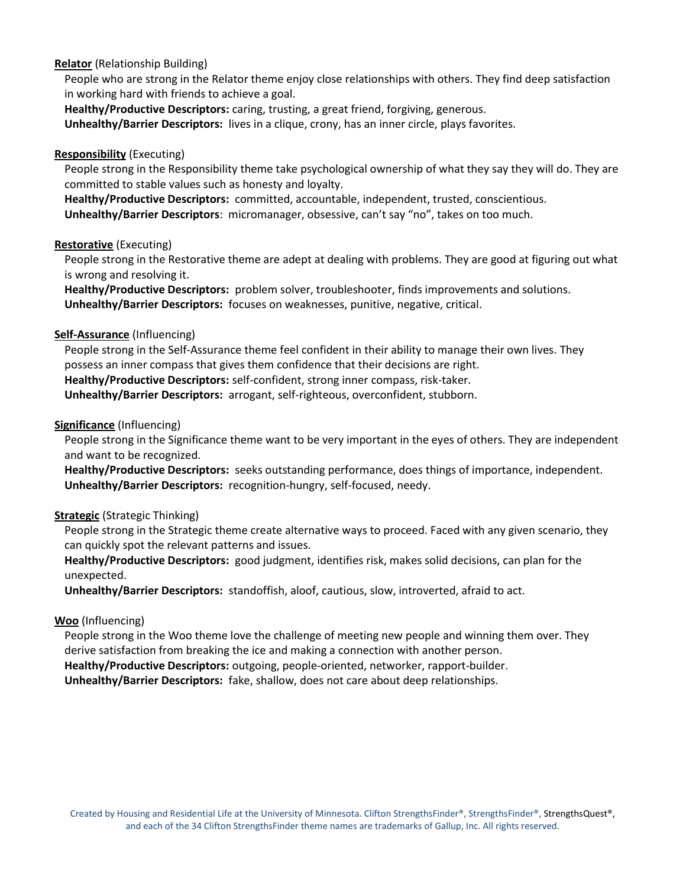**Relator** (Relationship Building)

People who are strong in the Relator theme enjoy close relationships with others. They find deep satisfaction in working hard with friends to achieve a goal.

**Healthy/Productive Descriptors:** caring, trusting, a great friend, forgiving, generous.

**Unhealthy/Barrier Descriptors:** lives in a clique, crony, has an inner circle, plays favorites.

**Responsibility** (Executing)

People strong in the Responsibility theme take psychological ownership of what they say they will do. They are committed to stable values such as honesty and loyalty.

**Healthy/Productive Descriptors:** committed, accountable, independent, trusted, conscientious.

**Unhealthy/Barrier Descriptors**: micromanager, obsessive, can't say "no", takes on too much.

**Restorative** (Executing)

People strong in the Restorative theme are adept at dealing with problems. They are good at figuring out what is wrong and resolving it.

**Healthy/Productive Descriptors:** problem solver, troubleshooter, finds improvements and solutions.

**Unhealthy/Barrier Descriptors:** focuses on weaknesses, punitive, negative, critical.

**Self-Assurance** (Influencing)

People strong in the Self-Assurance theme feel confident in their ability to manage their own lives. They possess an inner compass that gives them confidence that their decisions are right.

**Healthy/Productive Descriptors:** self-confident, strong inner compass, risk-taker.

**Unhealthy/Barrier Descriptors:** arrogant, self-righteous, overconfident, stubborn.

**Significance** (Influencing)

People strong in the Significance theme want to be very important in the eyes of others. They are independent and want to be recognized.

**Healthy/Productive Descriptors:** seeks outstanding performance, does things of importance, independent.

**Unhealthy/Barrier Descriptors:** recognition-hungry, self-focused, needy.

**Strategic** (Strategic Thinking)

People strong in the Strategic theme create alternative ways to proceed. Faced with any given scenario, they can quickly spot the relevant patterns and issues.

**Healthy/Productive Descriptors:** good judgment, identifies risk, makes solid decisions, can plan for the unexpected.

**Unhealthy/Barrier Descriptors:** standoffish, aloof, cautious, slow, introverted, afraid to act.

**Woo** (Influencing)

People strong in the Woo theme love the challenge of meeting new people and winning them over. They derive satisfaction from breaking the ice and making a connection with another person.

**Healthy/Productive Descriptors:** outgoing, people-oriented, networker, rapport-builder.

**Unhealthy/Barrier Descriptors:** fake, shallow, does not care about deep relationships.